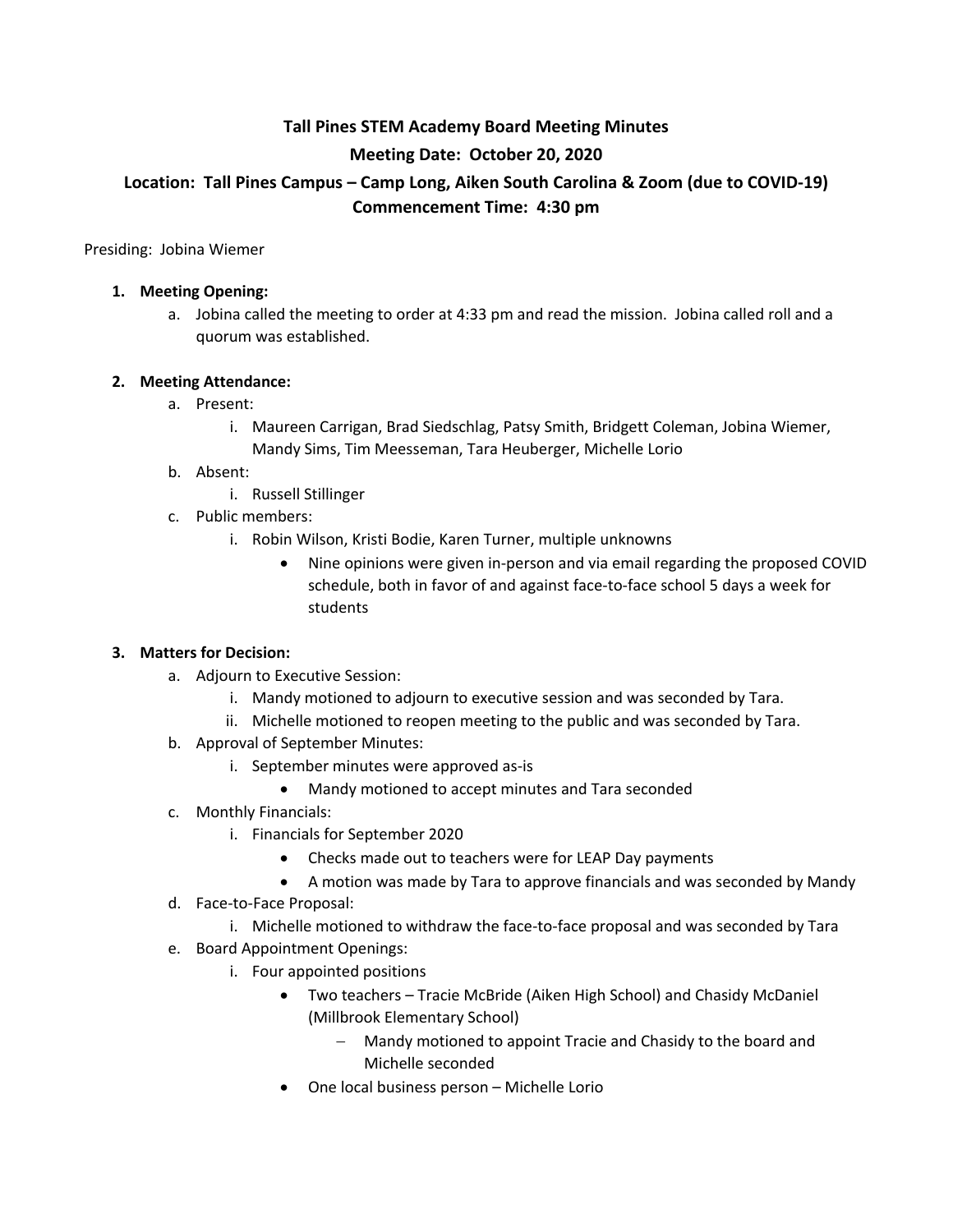# Tall Pines STEM Academy Board Meeting Minutes

## Meeting Date: October 20, 2020

## Location: Tall Pines Campus – Camp Long, Aiken South Carolina & Zoom (due to COVID-19)

## Commencement Time: 4:30 pm

Presiding: Jobina Wiemer

1. **Meeting Opening:**
   a. Jobina called the meeting to order at 4:33 pm and read the mission. Jobina called roll and a quorum was established.

2. **Meeting Attendance:**
   a. Present:
      i. Maureen Carrigan, Brad Siedschlag, Patsy Smith, Bridgett Coleman, Jobina Wiemer, Mandy Sims, Tim Meesseman, Tara Heuberger, Michelle Lorio
   b. Absent:
      i. Russell Stillinger
   c. Public members:
      i. Robin Wilson, Kristi Bodie, Karen Turner, multiple unknowns
         - Nine opinions were given in-person and via email regarding the proposed COVID schedule, both in favor of and against face-to-face school 5 days a week for students

3. **Matters for Decision:**
   a. Adjourn to Executive Session:
      i. Mandy motioned to adjourn to executive session and was seconded by Tara.
      ii. Michelle motioned to reopen meeting to the public and was seconded by Tara.
   b. Approval of September Minutes:
      i. September minutes were approved as-is
         - Mandy motioned to accept minutes and Tara seconded
   c. Monthly Financials:
      i. Financials for September 2020
         - Checks made out to teachers were for LEAP Day payments
         - A motion was made by Tara to approve financials and was seconded by Mandy
   d. Face-to-Face Proposal:
      i. Michelle motioned to withdraw the face-to-face proposal and was seconded by Tara
   e. Board Appointment Openings:
      i. Four appointed positions
         - Two teachers – Tracie McBride (Aiken High School) and Chasidy McDaniel (Millbrook Elementary School)
            - Mandy motioned to appoint Tracie and Chasidy to the board and Michelle seconded
         - One local business person – Michelle Lorio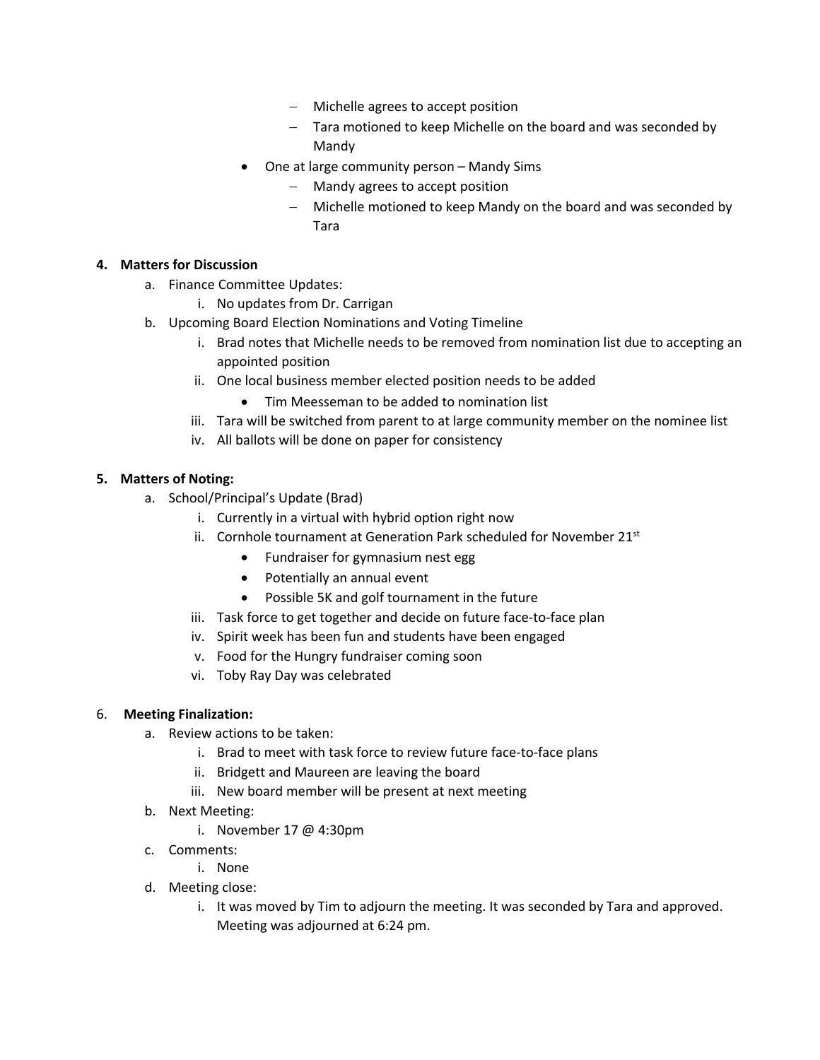- Michelle agrees to accept position
      - Tara motioned to keep Michelle on the board and was seconded by Mandy
    - One at large community person – Mandy Sims
      - Mandy agrees to accept position
      - Michelle motioned to keep Mandy on the board and was seconded by Tara

**4. Matters for Discussion**

a. Finance Committee Updates:
   i. No updates from Dr. Carrigan

b. Upcoming Board Election Nominations and Voting Timeline
   i. Brad notes that Michelle needs to be removed from nomination list due to accepting an appointed position
   ii. One local business member elected position needs to be added
      - Tim Meesseman to be added to nomination list
   iii. Tara will be switched from parent to at large community member on the nominee list
   iv. All ballots will be done on paper for consistency

**5. Matters of Noting:**

a. School/Principal's Update (Brad)
   i. Currently in a virtual with hybrid option right now
   ii. Cornhole tournament at Generation Park scheduled for November 21st
      - Fundraiser for gymnasium nest egg
      - Potentially an annual event
      - Possible 5K and golf tournament in the future
   iii. Task force to get together and decide on future face-to-face plan
   iv. Spirit week has been fun and students have been engaged
   v. Food for the Hungry fundraiser coming soon
   vi. Toby Ray Day was celebrated

6. **Meeting Finalization:**

a. Review actions to be taken:
   i. Brad to meet with task force to review future face-to-face plans
   ii. Bridgett and Maureen are leaving the board
   iii. New board member will be present at next meeting

b. Next Meeting:
   i. November 17 @ 4:30pm

c. Comments:
   i. None

d. Meeting close:
   i. It was moved by Tim to adjourn the meeting. It was seconded by Tara and approved. Meeting was adjourned at 6:24 pm.